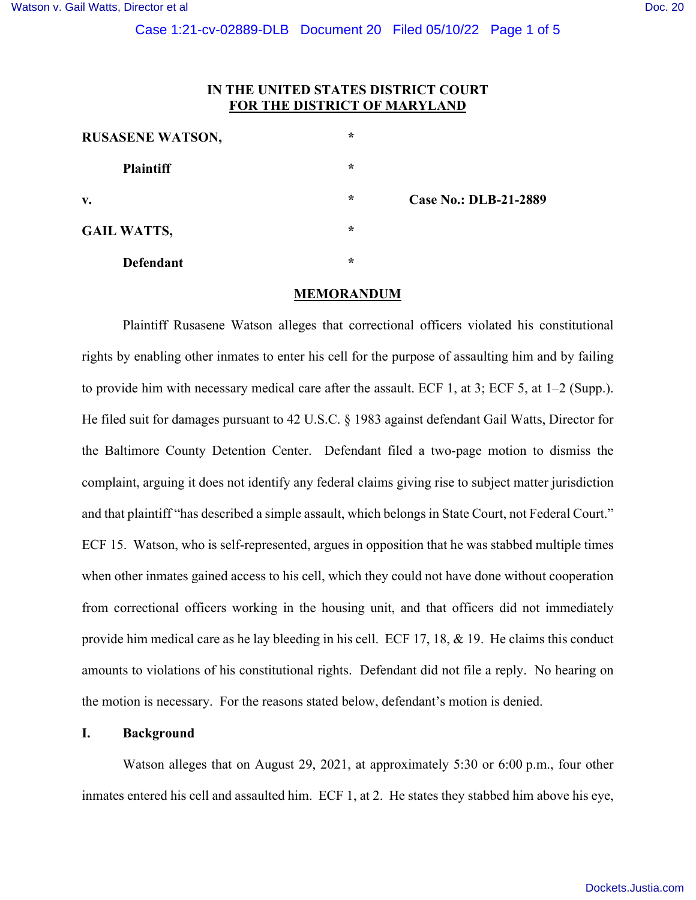**IN THE UNITED STATES DISTRICT COURT**
**FOR THE DISTRICT OF MARYLAND**

| | | |
|---|---|---|
| **RUSASENE WATSON,** | * | |
| **Plaintiff** | * | |
| **v.** | * | **Case No.: DLB-21-2889** |
| **GAIL WATTS,** | * | |
| **Defendant** | * | |

## MEMORANDUM

Plaintiff Rusasene Watson alleges that correctional officers violated his constitutional rights by enabling other inmates to enter his cell for the purpose of assaulting him and by failing to provide him with necessary medical care after the assault. ECF 1, at 3; ECF 5, at 1–2 (Supp.). He filed suit for damages pursuant to 42 U.S.C. § 1983 against defendant Gail Watts, Director for the Baltimore County Detention Center. Defendant filed a two-page motion to dismiss the complaint, arguing it does not identify any federal claims giving rise to subject matter jurisdiction and that plaintiff "has described a simple assault, which belongs in State Court, not Federal Court." ECF 15. Watson, who is self-represented, argues in opposition that he was stabbed multiple times when other inmates gained access to his cell, which they could not have done without cooperation from correctional officers working in the housing unit, and that officers did not immediately provide him medical care as he lay bleeding in his cell. ECF 17, 18, & 19. He claims this conduct amounts to violations of his constitutional rights. Defendant did not file a reply. No hearing on the motion is necessary. For the reasons stated below, defendant's motion is denied.

**I. Background**

Watson alleges that on August 29, 2021, at approximately 5:30 or 6:00 p.m., four other inmates entered his cell and assaulted him. ECF 1, at 2. He states they stabbed him above his eye,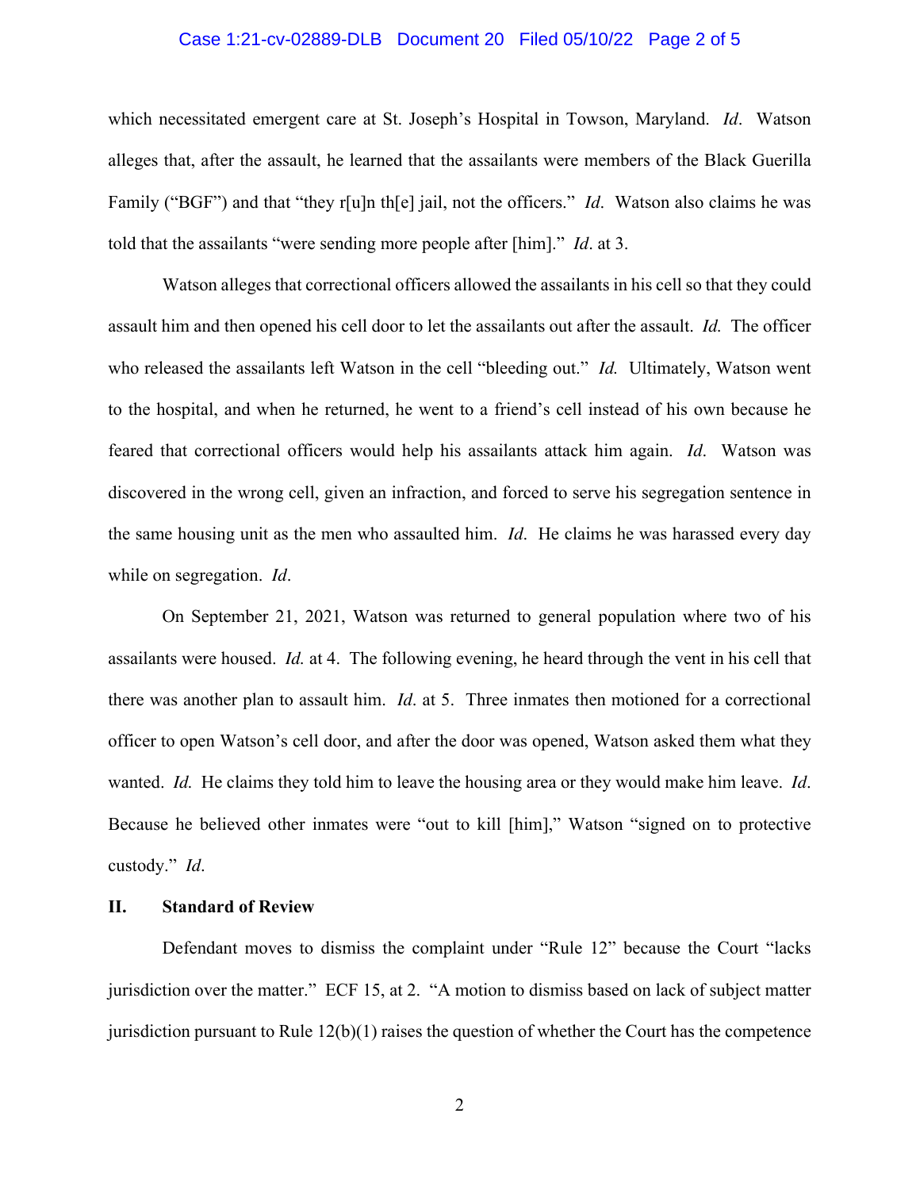which necessitated emergent care at St. Joseph's Hospital in Towson, Maryland. *Id*. Watson alleges that, after the assault, he learned that the assailants were members of the Black Guerilla Family ("BGF") and that "they r[u]n th[e] jail, not the officers." *Id*. Watson also claims he was told that the assailants "were sending more people after [him]." *Id*. at 3.

Watson alleges that correctional officers allowed the assailants in his cell so that they could assault him and then opened his cell door to let the assailants out after the assault. *Id.* The officer who released the assailants left Watson in the cell "bleeding out." *Id.* Ultimately, Watson went to the hospital, and when he returned, he went to a friend's cell instead of his own because he feared that correctional officers would help his assailants attack him again. *Id*. Watson was discovered in the wrong cell, given an infraction, and forced to serve his segregation sentence in the same housing unit as the men who assaulted him. *Id*. He claims he was harassed every day while on segregation. *Id*.

On September 21, 2021, Watson was returned to general population where two of his assailants were housed. *Id.* at 4. The following evening, he heard through the vent in his cell that there was another plan to assault him. *Id*. at 5. Three inmates then motioned for a correctional officer to open Watson's cell door, and after the door was opened, Watson asked them what they wanted. *Id.* He claims they told him to leave the housing area or they would make him leave. *Id*. Because he believed other inmates were "out to kill [him]," Watson "signed on to protective custody." *Id*.

## II. Standard of Review

Defendant moves to dismiss the complaint under "Rule 12" because the Court "lacks jurisdiction over the matter." ECF 15, at 2. "A motion to dismiss based on lack of subject matter jurisdiction pursuant to Rule 12(b)(1) raises the question of whether the Court has the competence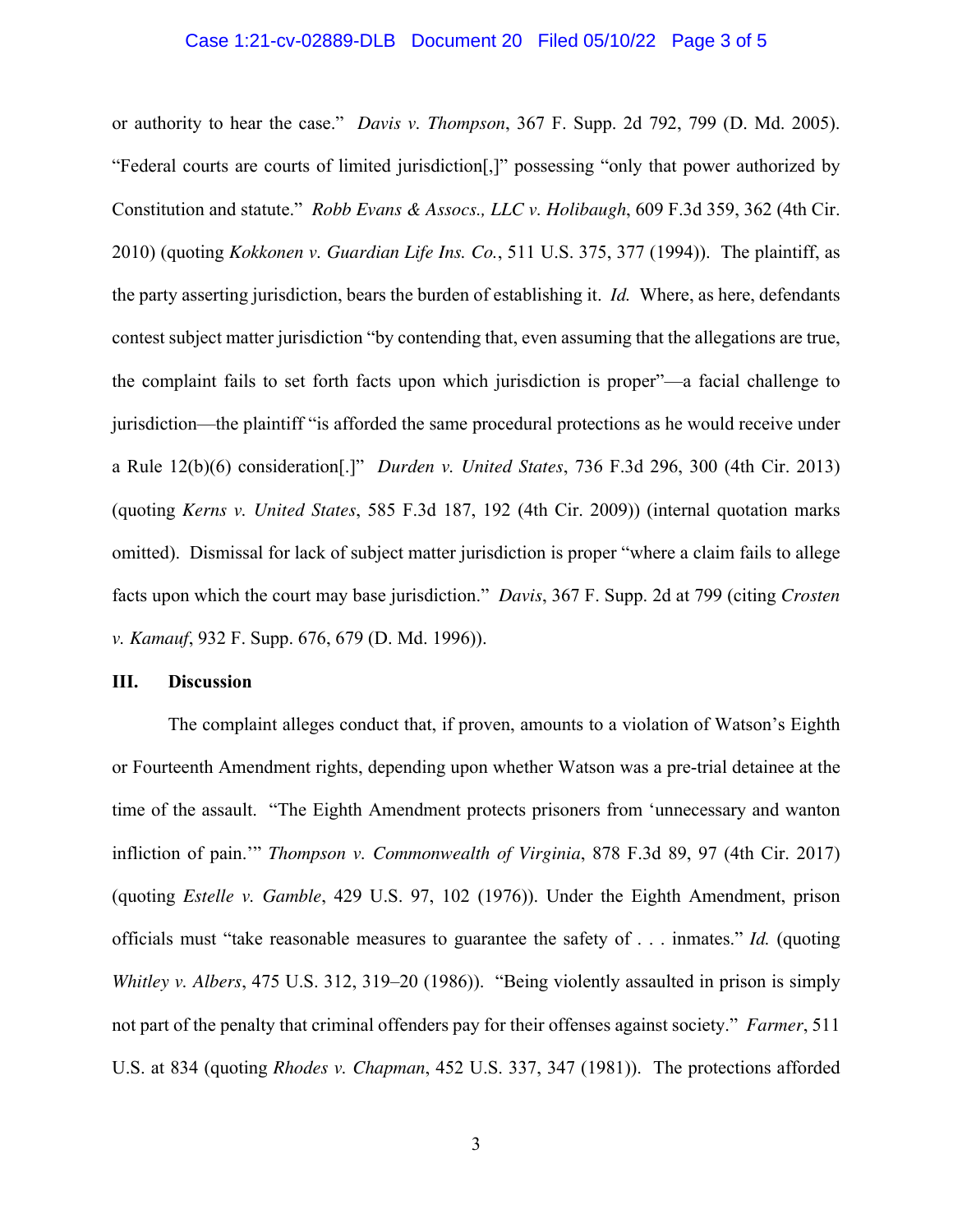or authority to hear the case." *Davis v. Thompson*, 367 F. Supp. 2d 792, 799 (D. Md. 2005). "Federal courts are courts of limited jurisdiction[,]" possessing "only that power authorized by Constitution and statute." *Robb Evans & Assocs., LLC v. Holibaugh*, 609 F.3d 359, 362 (4th Cir. 2010) (quoting *Kokkonen v. Guardian Life Ins. Co.*, 511 U.S. 375, 377 (1994)). The plaintiff, as the party asserting jurisdiction, bears the burden of establishing it. *Id.* Where, as here, defendants contest subject matter jurisdiction "by contending that, even assuming that the allegations are true, the complaint fails to set forth facts upon which jurisdiction is proper"—a facial challenge to jurisdiction—the plaintiff "is afforded the same procedural protections as he would receive under a Rule 12(b)(6) consideration[.]" *Durden v. United States*, 736 F.3d 296, 300 (4th Cir. 2013) (quoting *Kerns v. United States*, 585 F.3d 187, 192 (4th Cir. 2009)) (internal quotation marks omitted). Dismissal for lack of subject matter jurisdiction is proper "where a claim fails to allege facts upon which the court may base jurisdiction." *Davis*, 367 F. Supp. 2d at 799 (citing *Crosten v. Kamauf*, 932 F. Supp. 676, 679 (D. Md. 1996)).

## III. Discussion

The complaint alleges conduct that, if proven, amounts to a violation of Watson's Eighth or Fourteenth Amendment rights, depending upon whether Watson was a pre-trial detainee at the time of the assault. "The Eighth Amendment protects prisoners from 'unnecessary and wanton infliction of pain.'" *Thompson v. Commonwealth of Virginia*, 878 F.3d 89, 97 (4th Cir. 2017) (quoting *Estelle v. Gamble*, 429 U.S. 97, 102 (1976)). Under the Eighth Amendment, prison officials must "take reasonable measures to guarantee the safety of . . . inmates." *Id.* (quoting *Whitley v. Albers*, 475 U.S. 312, 319–20 (1986)). "Being violently assaulted in prison is simply not part of the penalty that criminal offenders pay for their offenses against society." *Farmer*, 511 U.S. at 834 (quoting *Rhodes v. Chapman*, 452 U.S. 337, 347 (1981)). The protections afforded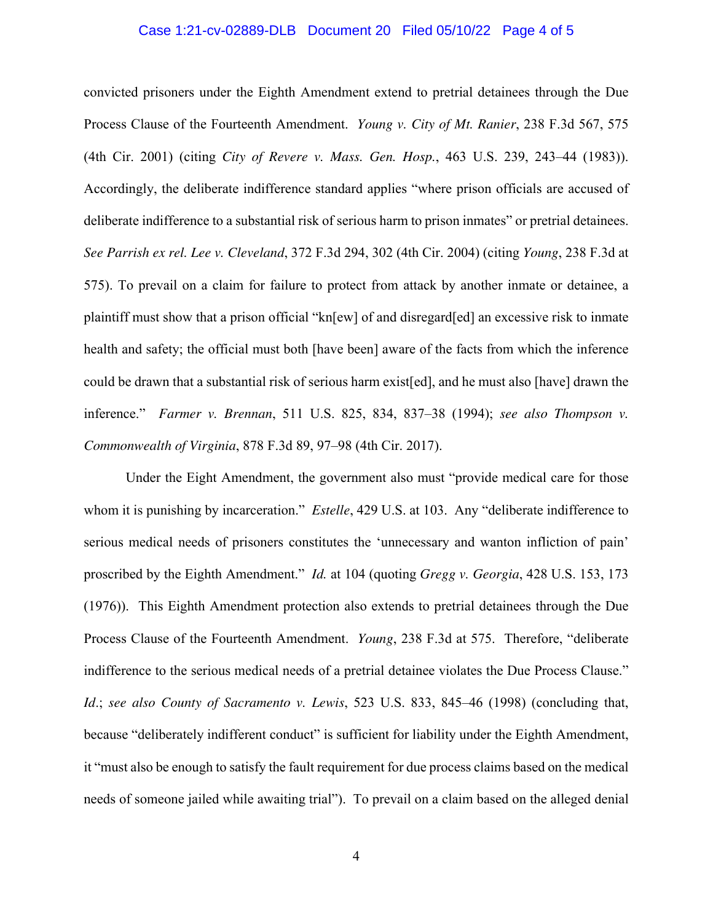convicted prisoners under the Eighth Amendment extend to pretrial detainees through the Due Process Clause of the Fourteenth Amendment. *Young v. City of Mt. Ranier*, 238 F.3d 567, 575 (4th Cir. 2001) (citing *City of Revere v. Mass. Gen. Hosp.*, 463 U.S. 239, 243–44 (1983)). Accordingly, the deliberate indifference standard applies "where prison officials are accused of deliberate indifference to a substantial risk of serious harm to prison inmates" or pretrial detainees. *See Parrish ex rel. Lee v. Cleveland*, 372 F.3d 294, 302 (4th Cir. 2004) (citing *Young*, 238 F.3d at 575). To prevail on a claim for failure to protect from attack by another inmate or detainee, a plaintiff must show that a prison official "kn[ew] of and disregard[ed] an excessive risk to inmate health and safety; the official must both [have been] aware of the facts from which the inference could be drawn that a substantial risk of serious harm exist[ed], and he must also [have] drawn the inference." *Farmer v. Brennan*, 511 U.S. 825, 834, 837–38 (1994); *see also Thompson v. Commonwealth of Virginia*, 878 F.3d 89, 97–98 (4th Cir. 2017).

Under the Eight Amendment, the government also must "provide medical care for those whom it is punishing by incarceration." *Estelle*, 429 U.S. at 103. Any "deliberate indifference to serious medical needs of prisoners constitutes the 'unnecessary and wanton infliction of pain' proscribed by the Eighth Amendment." *Id.* at 104 (quoting *Gregg v. Georgia*, 428 U.S. 153, 173 (1976)). This Eighth Amendment protection also extends to pretrial detainees through the Due Process Clause of the Fourteenth Amendment. *Young*, 238 F.3d at 575. Therefore, "deliberate indifference to the serious medical needs of a pretrial detainee violates the Due Process Clause." *Id.*; *see also County of Sacramento v. Lewis*, 523 U.S. 833, 845–46 (1998) (concluding that, because "deliberately indifferent conduct" is sufficient for liability under the Eighth Amendment, it "must also be enough to satisfy the fault requirement for due process claims based on the medical needs of someone jailed while awaiting trial"). To prevail on a claim based on the alleged denial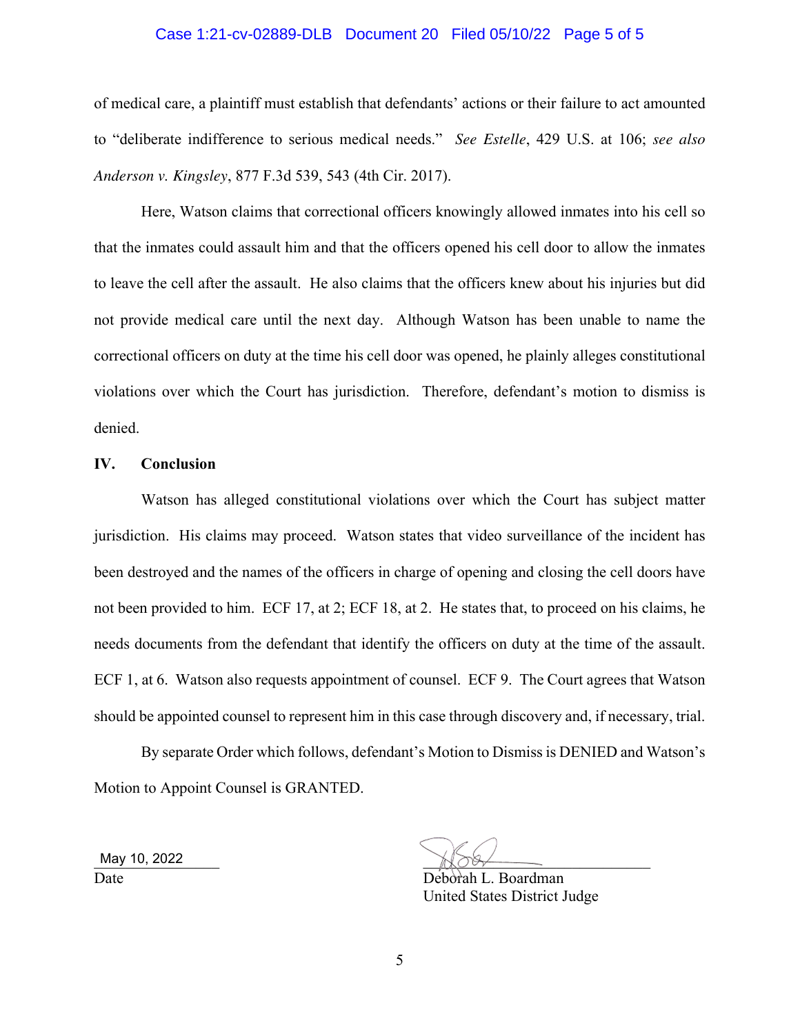of medical care, a plaintiff must establish that defendants' actions or their failure to act amounted to "deliberate indifference to serious medical needs." *See Estelle*, 429 U.S. at 106; *see also Anderson v. Kingsley*, 877 F.3d 539, 543 (4th Cir. 2017).

Here, Watson claims that correctional officers knowingly allowed inmates into his cell so that the inmates could assault him and that the officers opened his cell door to allow the inmates to leave the cell after the assault. He also claims that the officers knew about his injuries but did not provide medical care until the next day. Although Watson has been unable to name the correctional officers on duty at the time his cell door was opened, he plainly alleges constitutional violations over which the Court has jurisdiction. Therefore, defendant's motion to dismiss is denied.

## IV. Conclusion

Watson has alleged constitutional violations over which the Court has subject matter jurisdiction. His claims may proceed. Watson states that video surveillance of the incident has been destroyed and the names of the officers in charge of opening and closing the cell doors have not been provided to him. ECF 17, at 2; ECF 18, at 2. He states that, to proceed on his claims, he needs documents from the defendant that identify the officers on duty at the time of the assault. ECF 1, at 6. Watson also requests appointment of counsel. ECF 9. The Court agrees that Watson should be appointed counsel to represent him in this case through discovery and, if necessary, trial.

By separate Order which follows, defendant's Motion to Dismiss is DENIED and Watson's Motion to Appoint Counsel is GRANTED.

May 10, 2022
Date

Deborah L. Boardman
United States District Judge